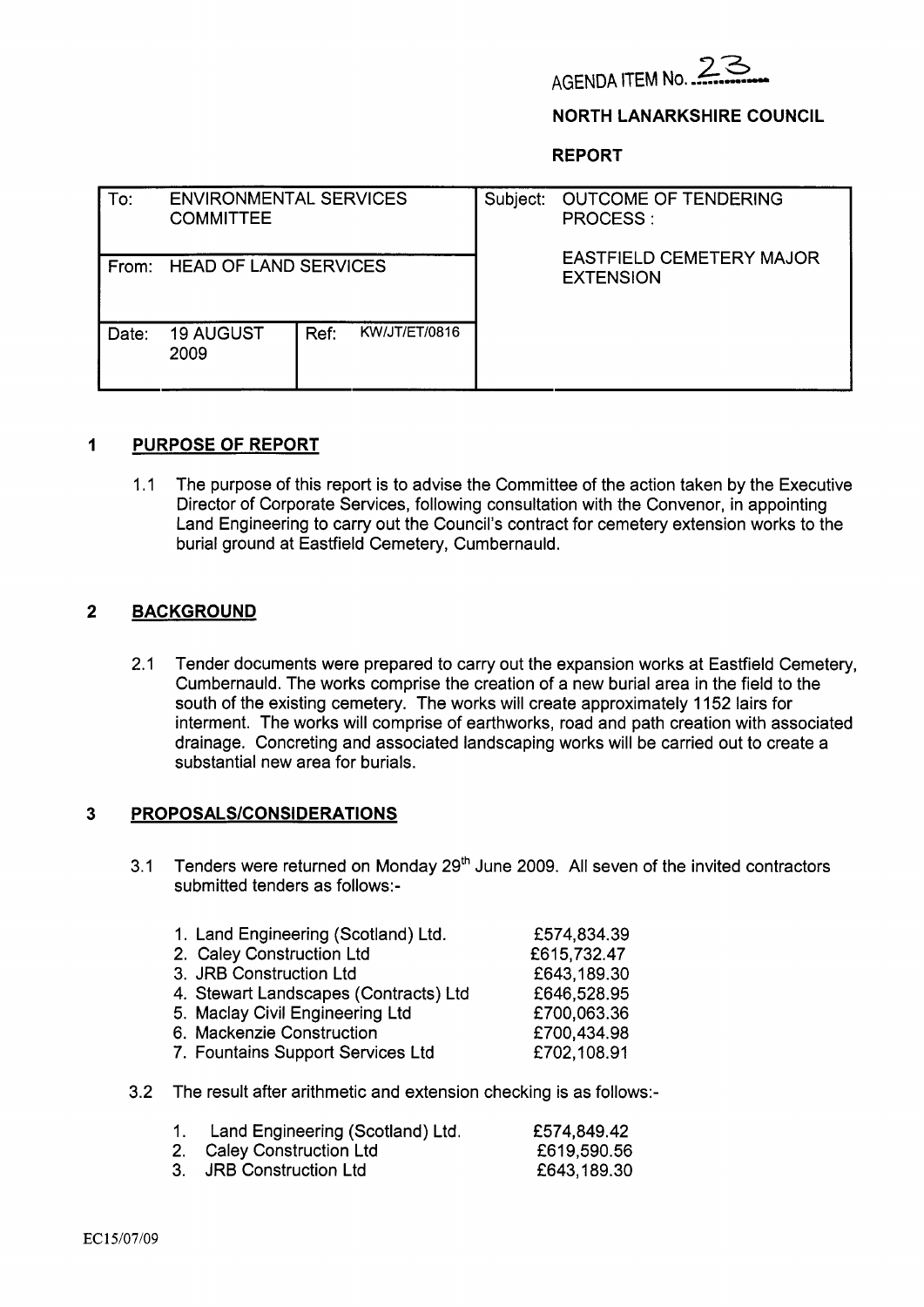AGENDA ITEM No. 23

**NORTH LANARKSHIRE COUNCIL**

**REPORT**

| To: ENVIRONMENTAL SERVICES COMMITTEE | | Subject: OUTCOME OF TENDERING PROCESS : EASTFIELD CEMETERY MAJOR EXTENSION |
|---|---|---|
| From: HEAD OF LAND SERVICES | | |
| Date: 19 AUGUST 2009 | Ref: KW/JT/ET/0816 | |

## 1 PURPOSE OF REPORT

1.1 The purpose of this report is to advise the Committee of the action taken by the Executive Director of Corporate Services, following consultation with the Convenor, in appointing Land Engineering to carry out the Council's contract for cemetery extension works to the burial ground at Eastfield Cemetery, Cumbernauld.

## 2 BACKGROUND

2.1 Tender documents were prepared to carry out the expansion works at Eastfield Cemetery, Cumbernauld. The works comprise the creation of a new burial area in the field to the south of the existing cemetery. The works will create approximately 1152 lairs for interment. The works will comprise of earthworks, road and path creation with associated drainage. Concreting and associated landscaping works will be carried out to create a substantial new area for burials.

## 3 PROPOSALS/CONSIDERATIONS

3.1 Tenders were returned on Monday 29th June 2009. All seven of the invited contractors submitted tenders as follows:-

| | |
|---|---|
| 1. Land Engineering (Scotland) Ltd. | £574,834.39 |
| 2. Caley Construction Ltd | £615,732.47 |
| 3. JRB Construction Ltd | £643,189.30 |
| 4. Stewart Landscapes (Contracts) Ltd | £646,528.95 |
| 5. Maclay Civil Engineering Ltd | £700,063.36 |
| 6. Mackenzie Construction | £700,434.98 |
| 7. Fountains Support Services Ltd | £702,108.91 |

3.2 The result after arithmetic and extension checking is as follows:-

| | |
|---|---|
| 1. Land Engineering (Scotland) Ltd. | £574,849.42 |
| 2. Caley Construction Ltd | £619,590.56 |
| 3. JRB Construction Ltd | £643,189.30 |

EC15/07/09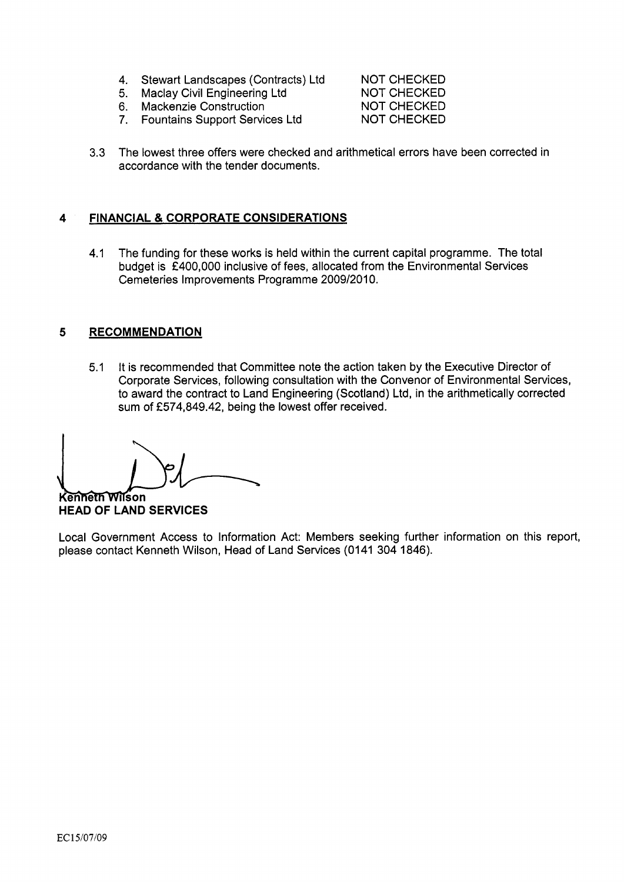| | |
|---|---|
| 4. Stewart Landscapes (Contracts) Ltd | NOT CHECKED |
| 5. Maclay Civil Engineering Ltd | NOT CHECKED |
| 6. Mackenzie Construction | NOT CHECKED |
| 7. Fountains Support Services Ltd | NOT CHECKED |

3.3 The lowest three offers were checked and arithmetical errors have been corrected in accordance with the tender documents.

## 4 FINANCIAL & CORPORATE CONSIDERATIONS

4.1 The funding for these works is held within the current capital programme. The total budget is £400,000 inclusive of fees, allocated from the Environmental Services Cemeteries Improvements Programme 2009/2010.

## 5 RECOMMENDATION

5.1 It is recommended that Committee note the action taken by the Executive Director of Corporate Services, following consultation with the Convenor of Environmental Services, to award the contract to Land Engineering (Scotland) Ltd, in the arithmetically corrected sum of £574,849.42, being the lowest offer received.

Kenneth Wilson
**HEAD OF LAND SERVICES**

Local Government Access to Information Act: Members seeking further information on this report, please contact Kenneth Wilson, Head of Land Services (0141 304 1846).

EC15/07/09